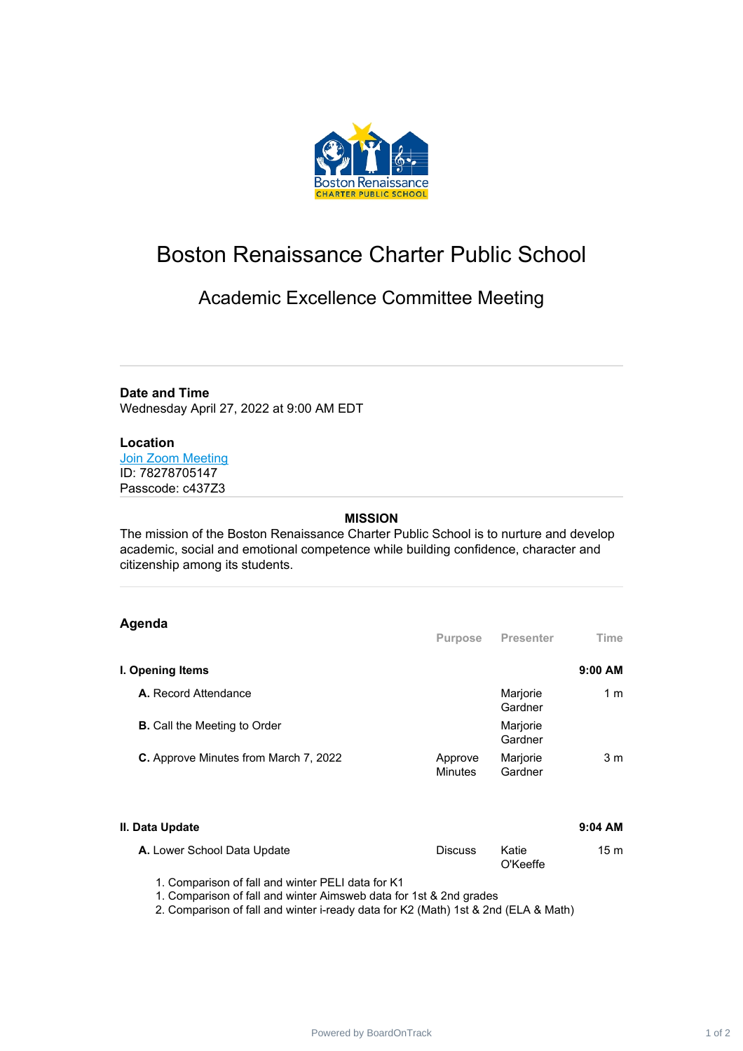# Boston Renaissance Charter Public School

## Academic Excellence Committee Meeting

**Date and Time**
Wednesday April 27, 2022 at 9:00 AM EDT

**Location**
Join Zoom Meeting
ID: 78278705147
Passcode: c437Z3

**MISSION**

The mission of the Boston Renaissance Charter Public School is to nurture and develop academic, social and emotional competence while building confidence, character and citizenship among its students.

## Agenda

| | Purpose | Presenter | Time |
|---|---|---|---|
| **I. Opening Items** | | | **9:00 AM** |
| **A.** Record Attendance | | Marjorie Gardner | 1 m |
| **B.** Call the Meeting to Order | | Marjorie Gardner | |
| **C.** Approve Minutes from March 7, 2022 | Approve Minutes | Marjorie Gardner | 3 m |
| **II. Data Update** | | | **9:04 AM** |
| **A.** Lower School Data Update | Discuss | Katie O'Keeffe | 15 m |

1. Comparison of fall and winter PELI data for K1
1. Comparison of fall and winter Aimsweb data for 1st & 2nd grades
2. Comparison of fall and winter i-ready data for K2 (Math) 1st & 2nd (ELA & Math)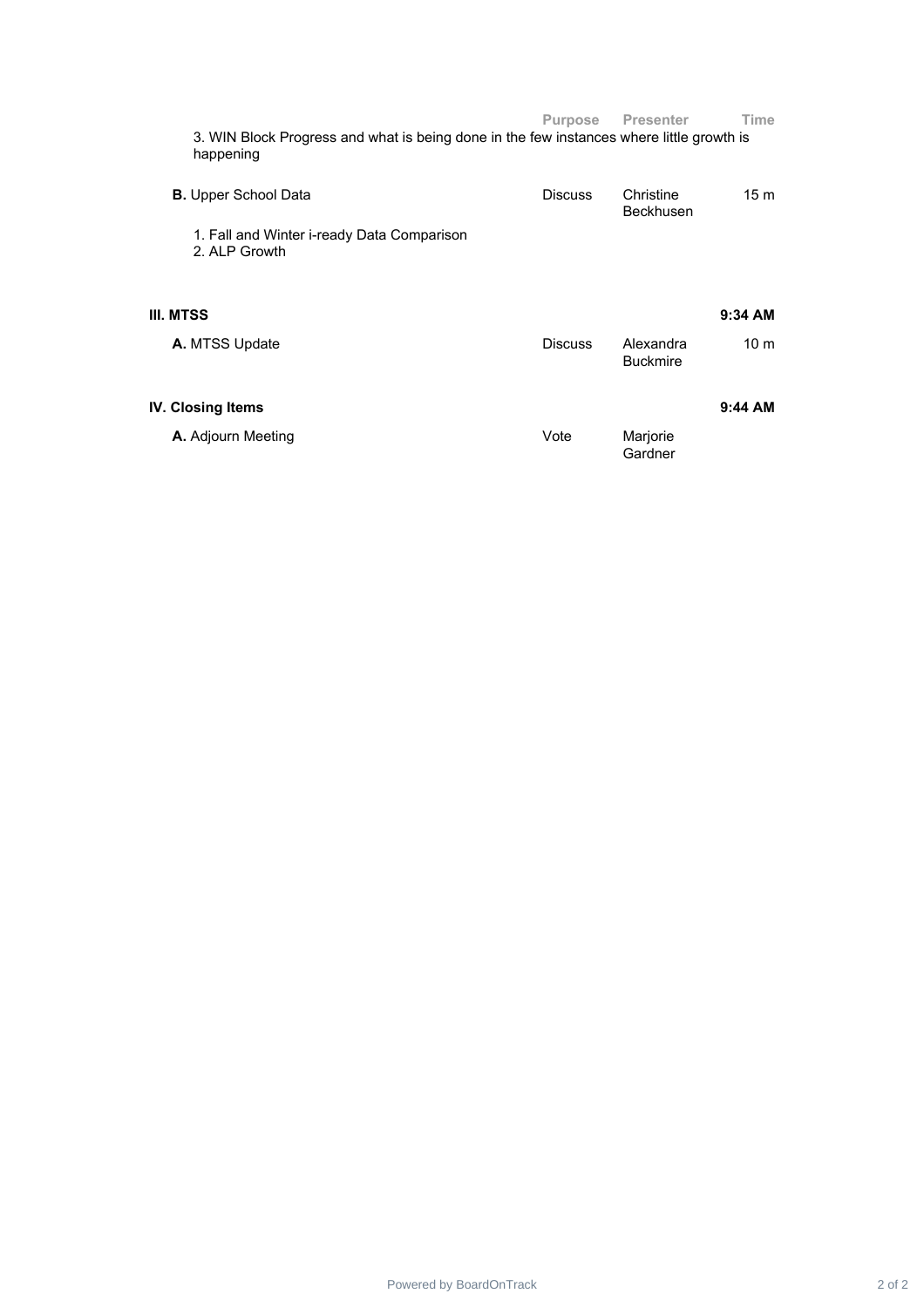| | Purpose | Presenter | Time |
|---|---|---|---|
| 3. WIN Block Progress and what is being done in the few instances where little growth is happening | | | |
| **B.** Upper School Data | Discuss | Christine Beckhusen | 15 m |
| 1. Fall and Winter i-ready Data Comparison<br>2. ALP Growth | | | |
| **III. MTSS** | | | **9:34 AM** |
| **A.** MTSS Update | Discuss | Alexandra Buckmire | 10 m |
| **IV. Closing Items** | | | **9:44 AM** |
| **A.** Adjourn Meeting | Vote | Marjorie Gardner | |

Powered by BoardOnTrack